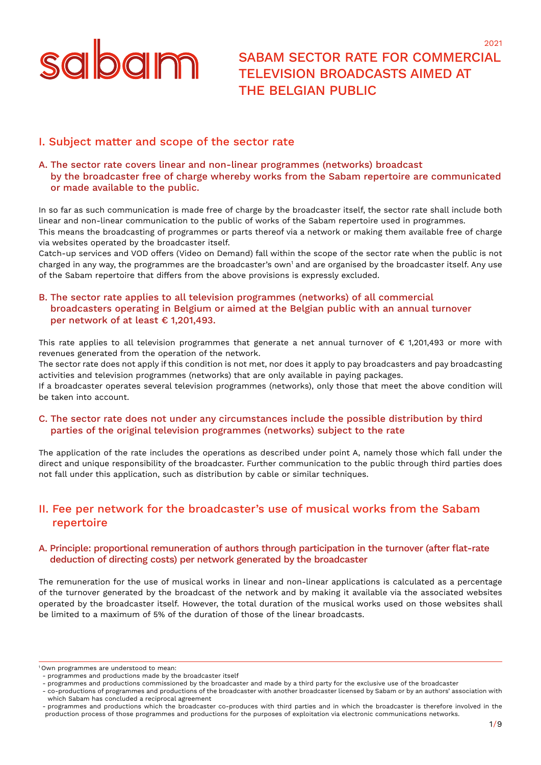sabam

2021

# SABAM SECTOR RATE FOR COMMERCIAL TELEVISION BROADCASTS AIMED AT THE BELGIAN PUBLIC

## I. Subject matter and scope of the sector rate

### A. The sector rate covers linear and non-linear programmes (networks) broadcast by the broadcaster free of charge whereby works from the Sabam repertoire are communicated or made available to the public.

In so far as such communication is made free of charge by the broadcaster itself, the sector rate shall include both linear and non-linear communication to the public of works of the Sabam repertoire used in programmes.
This means the broadcasting of programmes or parts thereof via a network or making them available free of charge via websites operated by the broadcaster itself.
Catch-up services and VOD offers (Video on Demand) fall within the scope of the sector rate when the public is not charged in any way, the programmes are the broadcaster's own[1] and are organised by the broadcaster itself. Any use of the Sabam repertoire that differs from the above provisions is expressly excluded.

### B. The sector rate applies to all television programmes (networks) of all commercial broadcasters operating in Belgium or aimed at the Belgian public with an annual turnover per network of at least € 1,201,493.

This rate applies to all television programmes that generate a net annual turnover of € 1,201,493 or more with revenues generated from the operation of the network.
The sector rate does not apply if this condition is not met, nor does it apply to pay broadcasters and pay broadcasting activities and television programmes (networks) that are only available in paying packages.
If a broadcaster operates several television programmes (networks), only those that meet the above condition will be taken into account.

### C. The sector rate does not under any circumstances include the possible distribution by third parties of the original television programmes (networks) subject to the rate

The application of the rate includes the operations as described under point A, namely those which fall under the direct and unique responsibility of the broadcaster. Further communication to the public through third parties does not fall under this application, such as distribution by cable or similar techniques.

## II. Fee per network for the broadcaster's use of musical works from the Sabam repertoire

### A. Principle: proportional remuneration of authors through participation in the turnover (after flat-rate deduction of directing costs) per network generated by the broadcaster

The remuneration for the use of musical works in linear and non-linear applications is calculated as a percentage of the turnover generated by the broadcast of the network and by making it available via the associated websites operated by the broadcaster itself. However, the total duration of the musical works used on those websites shall be limited to a maximum of 5% of the duration of those of the linear broadcasts.

---

[1] Own programmes are understood to mean:
- programmes and productions made by the broadcaster itself
- programmes and productions commissioned by the broadcaster and made by a third party for the exclusive use of the broadcaster
- co-productions of programmes and productions of the broadcaster with another broadcaster licensed by Sabam or by an authors' association with which Sabam has concluded a reciprocal agreement
- programmes and productions which the broadcaster co-produces with third parties and in which the broadcaster is therefore involved in the production process of those programmes and productions for the purposes of exploitation via electronic communications networks.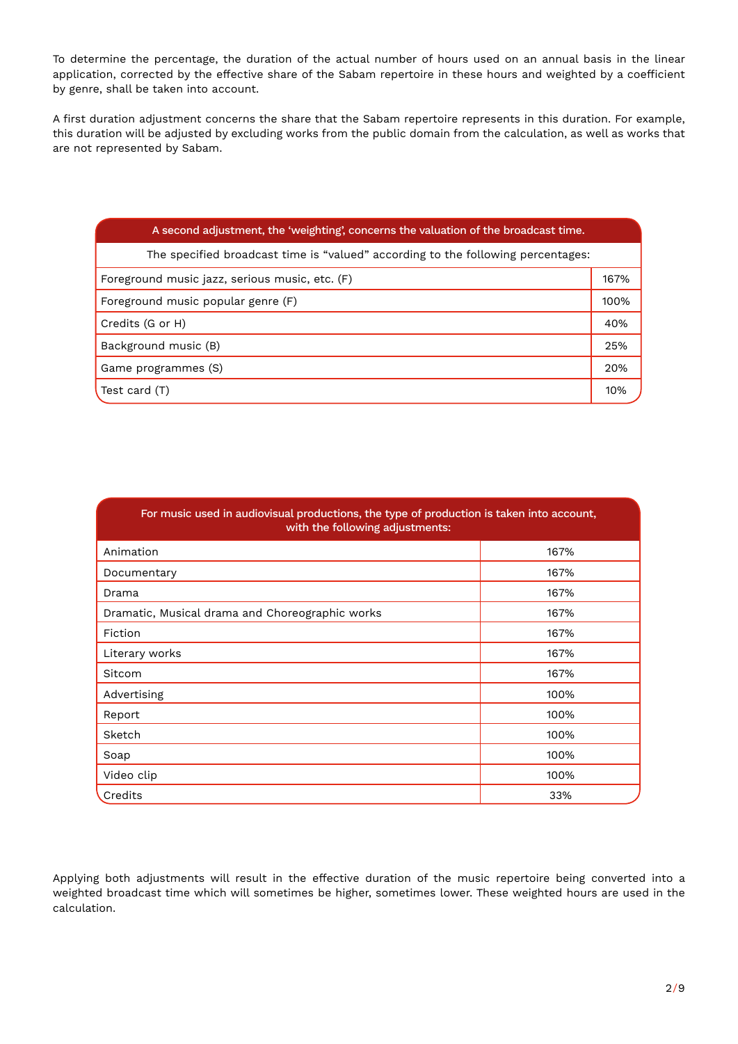To determine the percentage, the duration of the actual number of hours used on an annual basis in the linear application, corrected by the effective share of the Sabam repertoire in these hours and weighted by a coefficient by genre, shall be taken into account.

A first duration adjustment concerns the share that the Sabam repertoire represents in this duration. For example, this duration will be adjusted by excluding works from the public domain from the calculation, as well as works that are not represented by Sabam.

| A second adjustment, the 'weighting', concerns the valuation of the broadcast time. | |
|---|---|
| The specified broadcast time is "valued" according to the following percentages: | |
| Foreground music jazz, serious music, etc. (F) | 167% |
| Foreground music popular genre (F) | 100% |
| Credits (G or H) | 40% |
| Background music (B) | 25% |
| Game programmes (S) | 20% |
| Test card (T) | 10% |

| For music used in audiovisual productions, the type of production is taken into account, with the following adjustments: | |
|---|---|
| Animation | 167% |
| Documentary | 167% |
| Drama | 167% |
| Dramatic, Musical drama and Choreographic works | 167% |
| Fiction | 167% |
| Literary works | 167% |
| Sitcom | 167% |
| Advertising | 100% |
| Report | 100% |
| Sketch | 100% |
| Soap | 100% |
| Video clip | 100% |
| Credits | 33% |

Applying both adjustments will result in the effective duration of the music repertoire being converted into a weighted broadcast time which will sometimes be higher, sometimes lower. These weighted hours are used in the calculation.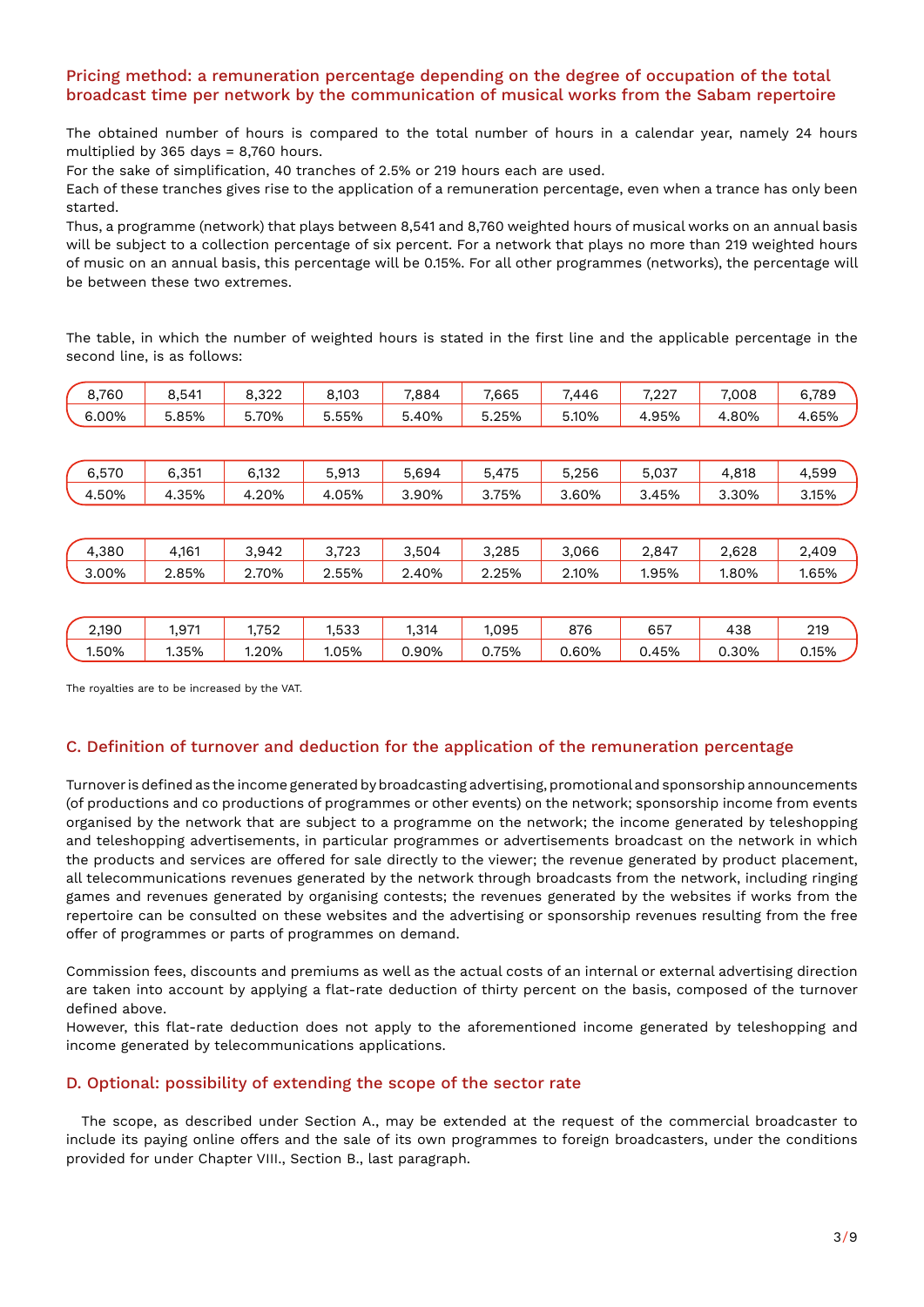## Pricing method: a remuneration percentage depending on the degree of occupation of the total broadcast time per network by the communication of musical works from the Sabam repertoire

The obtained number of hours is compared to the total number of hours in a calendar year, namely 24 hours multiplied by 365 days = 8,760 hours.

For the sake of simplification, 40 tranches of 2.5% or 219 hours each are used.

Each of these tranches gives rise to the application of a remuneration percentage, even when a trance has only been started.

Thus, a programme (network) that plays between 8,541 and 8,760 weighted hours of musical works on an annual basis will be subject to a collection percentage of six percent. For a network that plays no more than 219 weighted hours of music on an annual basis, this percentage will be 0.15%. For all other programmes (networks), the percentage will be between these two extremes.

The table, in which the number of weighted hours is stated in the first line and the applicable percentage in the second line, is as follows:

| 8,760 | 8,541 | 8,322 | 8,103 | 7,884 | 7,665 | 7,446 | 7,227 | 7,008 | 6,789 |
|---|---|---|---|---|---|---|---|---|---|
| 6.00% | 5.85% | 5.70% | 5.55% | 5.40% | 5.25% | 5.10% | 4.95% | 4.80% | 4.65% |

| 6,570 | 6,351 | 6,132 | 5,913 | 5,694 | 5,475 | 5,256 | 5,037 | 4,818 | 4,599 |
|---|---|---|---|---|---|---|---|---|---|
| 4.50% | 4.35% | 4.20% | 4.05% | 3.90% | 3.75% | 3.60% | 3.45% | 3.30% | 3.15% |

| 4,380 | 4,161 | 3,942 | 3,723 | 3,504 | 3,285 | 3,066 | 2,847 | 2,628 | 2,409 |
|---|---|---|---|---|---|---|---|---|---|
| 3.00% | 2.85% | 2.70% | 2.55% | 2.40% | 2.25% | 2.10% | 1.95% | 1.80% | 1.65% |

| 2,190 | 1,971 | 1,752 | 1,533 | 1,314 | 1,095 | 876 | 657 | 438 | 219 |
|---|---|---|---|---|---|---|---|---|---|
| 1.50% | 1.35% | 1.20% | 1.05% | 0.90% | 0.75% | 0.60% | 0.45% | 0.30% | 0.15% |

The royalties are to be increased by the VAT.

## C. Definition of turnover and deduction for the application of the remuneration percentage

Turnover is defined as the income generated by broadcasting advertising, promotional and sponsorship announcements (of productions and co productions of programmes or other events) on the network; sponsorship income from events organised by the network that are subject to a programme on the network; the income generated by teleshopping and teleshopping advertisements, in particular programmes or advertisements broadcast on the network in which the products and services are offered for sale directly to the viewer; the revenue generated by product placement, all telecommunications revenues generated by the network through broadcasts from the network, including ringing games and revenues generated by organising contests; the revenues generated by the websites if works from the repertoire can be consulted on these websites and the advertising or sponsorship revenues resulting from the free offer of programmes or parts of programmes on demand.

Commission fees, discounts and premiums as well as the actual costs of an internal or external advertising direction are taken into account by applying a flat-rate deduction of thirty percent on the basis, composed of the turnover defined above.

However, this flat-rate deduction does not apply to the aforementioned income generated by teleshopping and income generated by telecommunications applications.

## D. Optional: possibility of extending the scope of the sector rate

The scope, as described under Section A., may be extended at the request of the commercial broadcaster to include its paying online offers and the sale of its own programmes to foreign broadcasters, under the conditions provided for under Chapter VIII., Section B., last paragraph.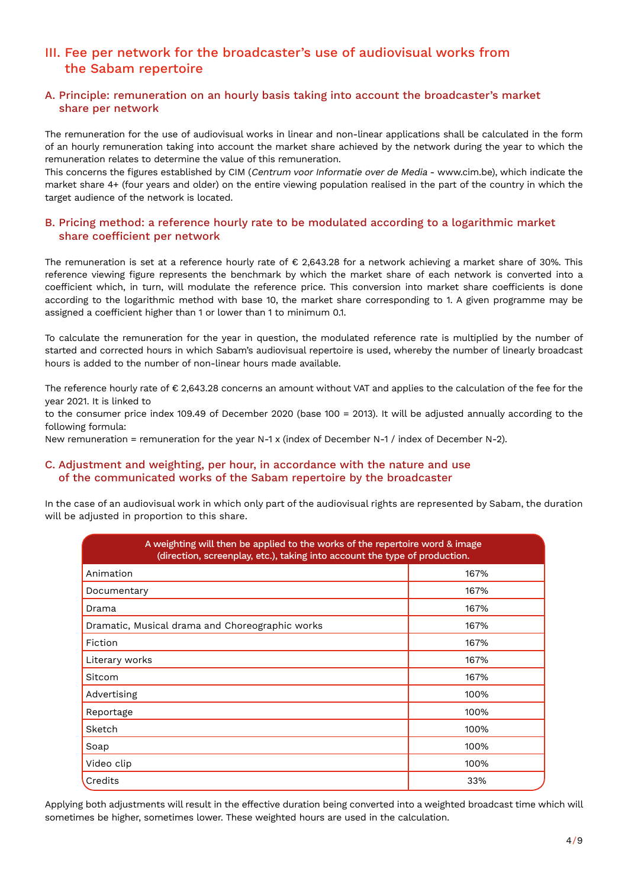## III. Fee per network for the broadcaster's use of audiovisual works from the Sabam repertoire

### A. Principle: remuneration on an hourly basis taking into account the broadcaster's market share per network

The remuneration for the use of audiovisual works in linear and non-linear applications shall be calculated in the form of an hourly remuneration taking into account the market share achieved by the network during the year to which the remuneration relates to determine the value of this remuneration.
This concerns the figures established by CIM (*Centrum voor Informatie over de Media* - www.cim.be), which indicate the market share 4+ (four years and older) on the entire viewing population realised in the part of the country in which the target audience of the network is located.

### B. Pricing method: a reference hourly rate to be modulated according to a logarithmic market share coefficient per network

The remuneration is set at a reference hourly rate of € 2,643.28 for a network achieving a market share of 30%. This reference viewing figure represents the benchmark by which the market share of each network is converted into a coefficient which, in turn, will modulate the reference price. This conversion into market share coefficients is done according to the logarithmic method with base 10, the market share corresponding to 1. A given programme may be assigned a coefficient higher than 1 or lower than 1 to minimum 0.1.

To calculate the remuneration for the year in question, the modulated reference rate is multiplied by the number of started and corrected hours in which Sabam's audiovisual repertoire is used, whereby the number of linearly broadcast hours is added to the number of non-linear hours made available.

The reference hourly rate of € 2,643.28 concerns an amount without VAT and applies to the calculation of the fee for the year 2021. It is linked to
to the consumer price index 109.49 of December 2020 (base 100 = 2013). It will be adjusted annually according to the following formula:
New remuneration = remuneration for the year N-1 x (index of December N-1 / index of December N-2).

### C. Adjustment and weighting, per hour, in accordance with the nature and use of the communicated works of the Sabam repertoire by the broadcaster

In the case of an audiovisual work in which only part of the audiovisual rights are represented by Sabam, the duration will be adjusted in proportion to this share.

| A weighting will then be applied to the works of the repertoire word & image (direction, screenplay, etc.), taking into account the type of production. | |
|---|---|
| Animation | 167% |
| Documentary | 167% |
| Drama | 167% |
| Dramatic, Musical drama and Choreographic works | 167% |
| Fiction | 167% |
| Literary works | 167% |
| Sitcom | 167% |
| Advertising | 100% |
| Reportage | 100% |
| Sketch | 100% |
| Soap | 100% |
| Video clip | 100% |
| Credits | 33% |

Applying both adjustments will result in the effective duration being converted into a weighted broadcast time which will sometimes be higher, sometimes lower. These weighted hours are used in the calculation.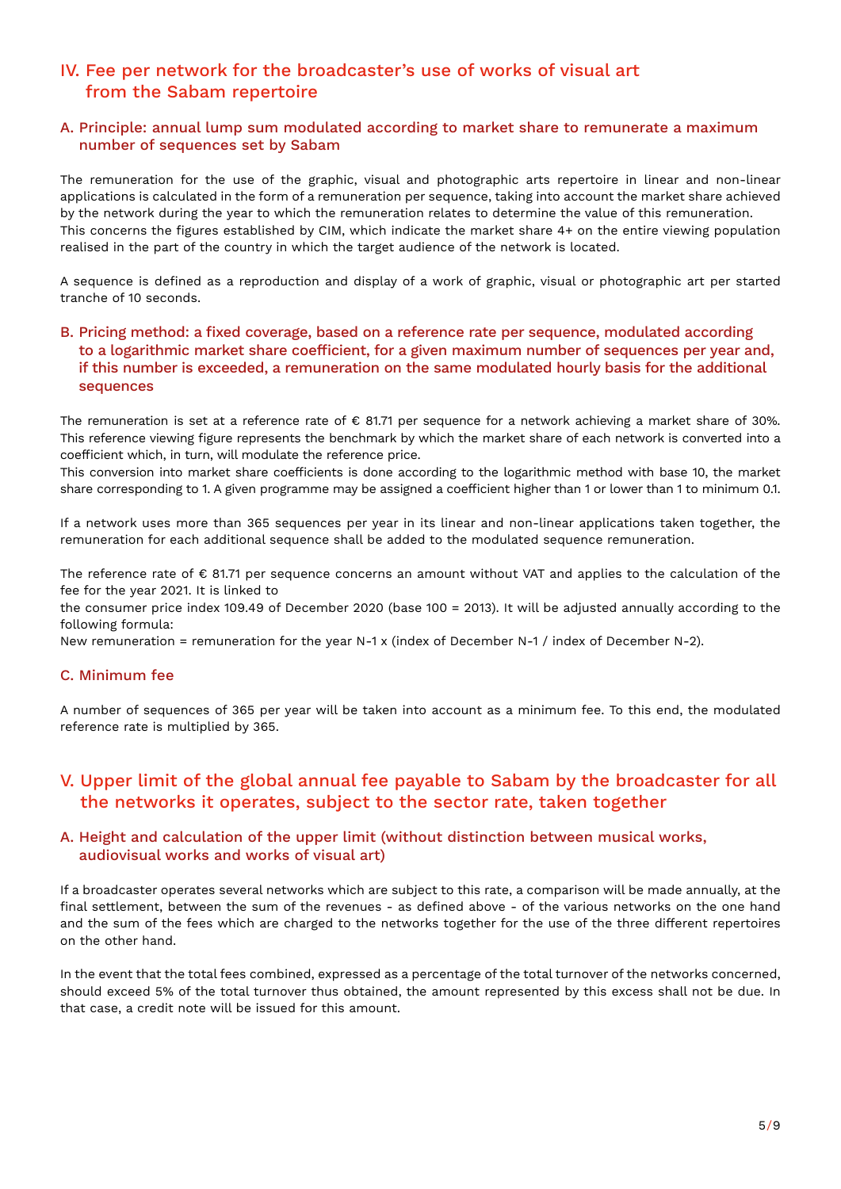## IV. Fee per network for the broadcaster's use of works of visual art from the Sabam repertoire

### A. Principle: annual lump sum modulated according to market share to remunerate a maximum number of sequences set by Sabam

The remuneration for the use of the graphic, visual and photographic arts repertoire in linear and non-linear applications is calculated in the form of a remuneration per sequence, taking into account the market share achieved by the network during the year to which the remuneration relates to determine the value of this remuneration.
This concerns the figures established by CIM, which indicate the market share 4+ on the entire viewing population realised in the part of the country in which the target audience of the network is located.

A sequence is defined as a reproduction and display of a work of graphic, visual or photographic art per started tranche of 10 seconds.

### B. Pricing method: a fixed coverage, based on a reference rate per sequence, modulated according to a logarithmic market share coefficient, for a given maximum number of sequences per year and, if this number is exceeded, a remuneration on the same modulated hourly basis for the additional sequences

The remuneration is set at a reference rate of € 81.71 per sequence for a network achieving a market share of 30%. This reference viewing figure represents the benchmark by which the market share of each network is converted into a coefficient which, in turn, will modulate the reference price.
This conversion into market share coefficients is done according to the logarithmic method with base 10, the market share corresponding to 1. A given programme may be assigned a coefficient higher than 1 or lower than 1 to minimum 0.1.

If a network uses more than 365 sequences per year in its linear and non-linear applications taken together, the remuneration for each additional sequence shall be added to the modulated sequence remuneration.

The reference rate of € 81.71 per sequence concerns an amount without VAT and applies to the calculation of the fee for the year 2021. It is linked to
the consumer price index 109.49 of December 2020 (base 100 = 2013). It will be adjusted annually according to the following formula:
New remuneration = remuneration for the year N-1 x (index of December N-1 / index of December N-2).

### C. Minimum fee

A number of sequences of 365 per year will be taken into account as a minimum fee. To this end, the modulated reference rate is multiplied by 365.

## V. Upper limit of the global annual fee payable to Sabam by the broadcaster for all the networks it operates, subject to the sector rate, taken together

### A. Height and calculation of the upper limit (without distinction between musical works, audiovisual works and works of visual art)

If a broadcaster operates several networks which are subject to this rate, a comparison will be made annually, at the final settlement, between the sum of the revenues - as defined above - of the various networks on the one hand and the sum of the fees which are charged to the networks together for the use of the three different repertoires on the other hand.

In the event that the total fees combined, expressed as a percentage of the total turnover of the networks concerned, should exceed 5% of the total turnover thus obtained, the amount represented by this excess shall not be due. In that case, a credit note will be issued for this amount.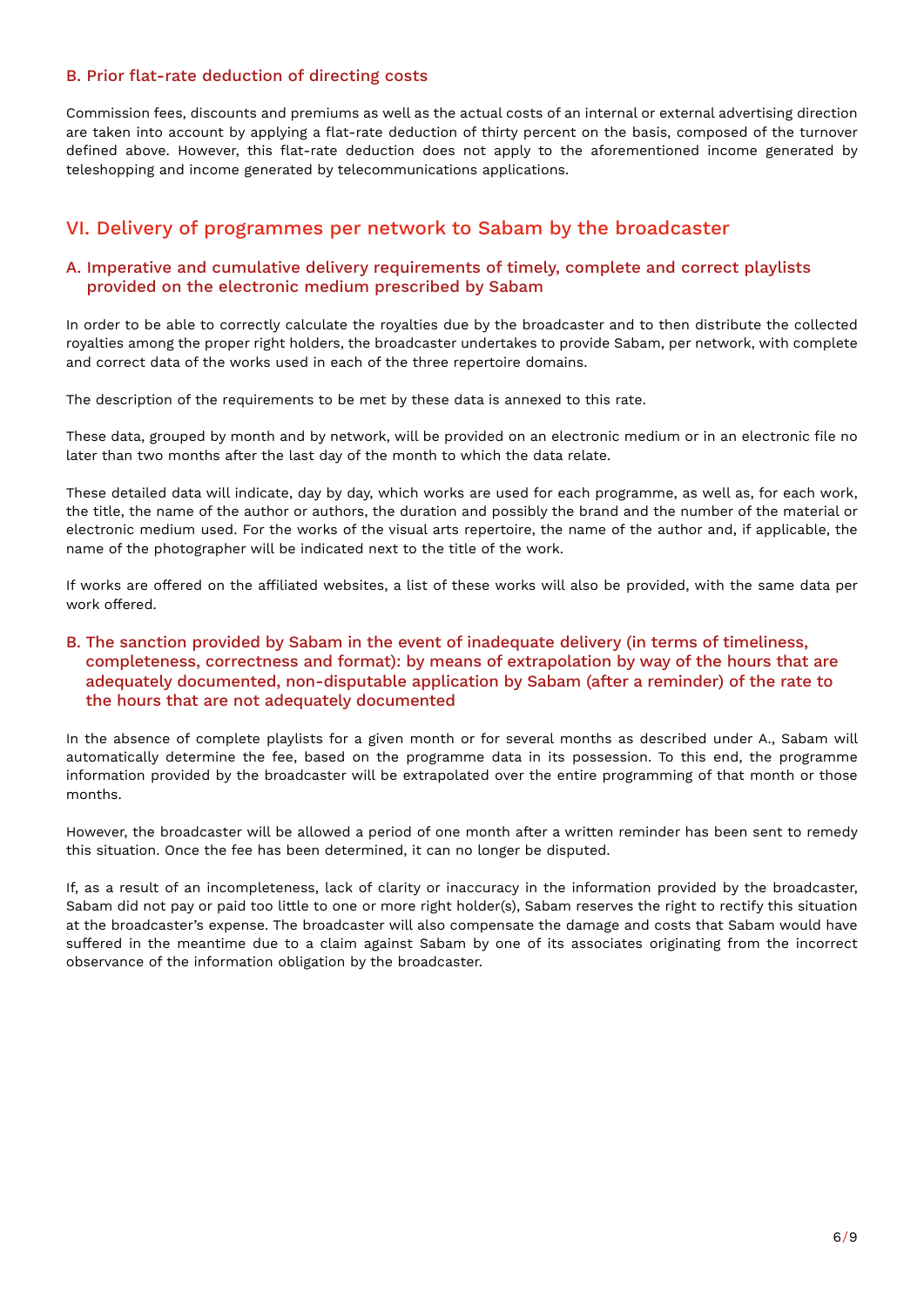### B. Prior flat-rate deduction of directing costs

Commission fees, discounts and premiums as well as the actual costs of an internal or external advertising direction are taken into account by applying a flat-rate deduction of thirty percent on the basis, composed of the turnover defined above. However, this flat-rate deduction does not apply to the aforementioned income generated by teleshopping and income generated by telecommunications applications.

## VI. Delivery of programmes per network to Sabam by the broadcaster

### A. Imperative and cumulative delivery requirements of timely, complete and correct playlists provided on the electronic medium prescribed by Sabam

In order to be able to correctly calculate the royalties due by the broadcaster and to then distribute the collected royalties among the proper right holders, the broadcaster undertakes to provide Sabam, per network, with complete and correct data of the works used in each of the three repertoire domains.

The description of the requirements to be met by these data is annexed to this rate.

These data, grouped by month and by network, will be provided on an electronic medium or in an electronic file no later than two months after the last day of the month to which the data relate.

These detailed data will indicate, day by day, which works are used for each programme, as well as, for each work, the title, the name of the author or authors, the duration and possibly the brand and the number of the material or electronic medium used. For the works of the visual arts repertoire, the name of the author and, if applicable, the name of the photographer will be indicated next to the title of the work.

If works are offered on the affiliated websites, a list of these works will also be provided, with the same data per work offered.

### B. The sanction provided by Sabam in the event of inadequate delivery (in terms of timeliness, completeness, correctness and format): by means of extrapolation by way of the hours that are adequately documented, non-disputable application by Sabam (after a reminder) of the rate to the hours that are not adequately documented

In the absence of complete playlists for a given month or for several months as described under A., Sabam will automatically determine the fee, based on the programme data in its possession. To this end, the programme information provided by the broadcaster will be extrapolated over the entire programming of that month or those months.

However, the broadcaster will be allowed a period of one month after a written reminder has been sent to remedy this situation. Once the fee has been determined, it can no longer be disputed.

If, as a result of an incompleteness, lack of clarity or inaccuracy in the information provided by the broadcaster, Sabam did not pay or paid too little to one or more right holder(s), Sabam reserves the right to rectify this situation at the broadcaster's expense. The broadcaster will also compensate the damage and costs that Sabam would have suffered in the meantime due to a claim against Sabam by one of its associates originating from the incorrect observance of the information obligation by the broadcaster.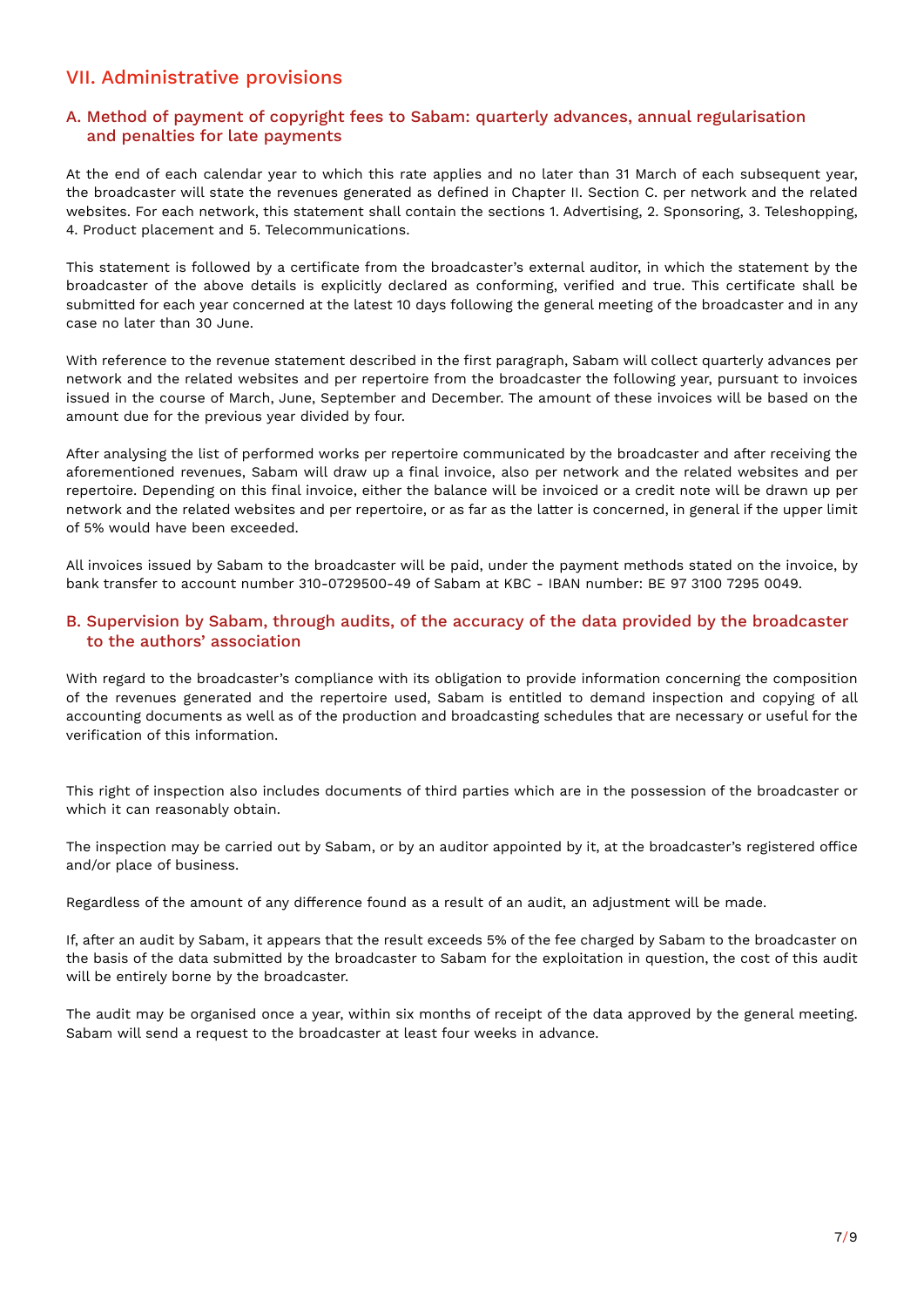# VII. Administrative provisions

## A. Method of payment of copyright fees to Sabam: quarterly advances, annual regularisation and penalties for late payments

At the end of each calendar year to which this rate applies and no later than 31 March of each subsequent year, the broadcaster will state the revenues generated as defined in Chapter II. Section C. per network and the related websites. For each network, this statement shall contain the sections 1. Advertising, 2. Sponsoring, 3. Teleshopping, 4. Product placement and 5. Telecommunications.

This statement is followed by a certificate from the broadcaster's external auditor, in which the statement by the broadcaster of the above details is explicitly declared as conforming, verified and true. This certificate shall be submitted for each year concerned at the latest 10 days following the general meeting of the broadcaster and in any case no later than 30 June.

With reference to the revenue statement described in the first paragraph, Sabam will collect quarterly advances per network and the related websites and per repertoire from the broadcaster the following year, pursuant to invoices issued in the course of March, June, September and December. The amount of these invoices will be based on the amount due for the previous year divided by four.

After analysing the list of performed works per repertoire communicated by the broadcaster and after receiving the aforementioned revenues, Sabam will draw up a final invoice, also per network and the related websites and per repertoire. Depending on this final invoice, either the balance will be invoiced or a credit note will be drawn up per network and the related websites and per repertoire, or as far as the latter is concerned, in general if the upper limit of 5% would have been exceeded.

All invoices issued by Sabam to the broadcaster will be paid, under the payment methods stated on the invoice, by bank transfer to account number 310-0729500-49 of Sabam at KBC - IBAN number: BE 97 3100 7295 0049.

## B. Supervision by Sabam, through audits, of the accuracy of the data provided by the broadcaster to the authors' association

With regard to the broadcaster's compliance with its obligation to provide information concerning the composition of the revenues generated and the repertoire used, Sabam is entitled to demand inspection and copying of all accounting documents as well as of the production and broadcasting schedules that are necessary or useful for the verification of this information.

This right of inspection also includes documents of third parties which are in the possession of the broadcaster or which it can reasonably obtain.

The inspection may be carried out by Sabam, or by an auditor appointed by it, at the broadcaster's registered office and/or place of business.

Regardless of the amount of any difference found as a result of an audit, an adjustment will be made.

If, after an audit by Sabam, it appears that the result exceeds 5% of the fee charged by Sabam to the broadcaster on the basis of the data submitted by the broadcaster to Sabam for the exploitation in question, the cost of this audit will be entirely borne by the broadcaster.

The audit may be organised once a year, within six months of receipt of the data approved by the general meeting. Sabam will send a request to the broadcaster at least four weeks in advance.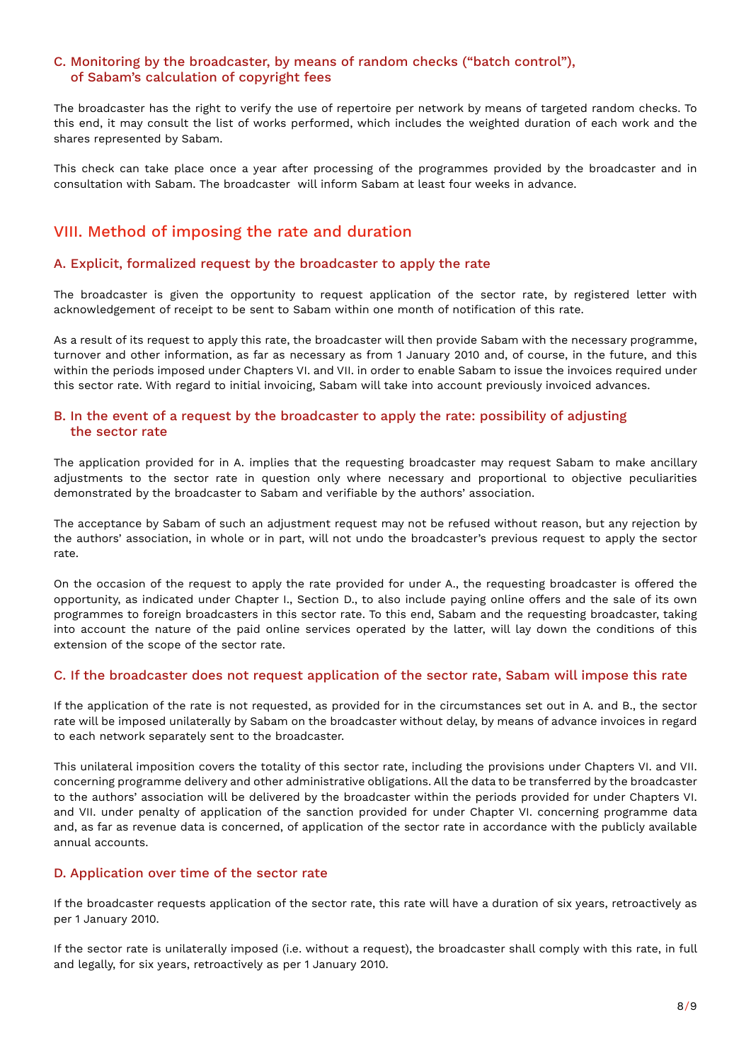### C. Monitoring by the broadcaster, by means of random checks ("batch control"), of Sabam's calculation of copyright fees

The broadcaster has the right to verify the use of repertoire per network by means of targeted random checks. To this end, it may consult the list of works performed, which includes the weighted duration of each work and the shares represented by Sabam.

This check can take place once a year after processing of the programmes provided by the broadcaster and in consultation with Sabam. The broadcaster will inform Sabam at least four weeks in advance.

## VIII. Method of imposing the rate and duration

### A. Explicit, formalized request by the broadcaster to apply the rate

The broadcaster is given the opportunity to request application of the sector rate, by registered letter with acknowledgement of receipt to be sent to Sabam within one month of notification of this rate.

As a result of its request to apply this rate, the broadcaster will then provide Sabam with the necessary programme, turnover and other information, as far as necessary as from 1 January 2010 and, of course, in the future, and this within the periods imposed under Chapters VI. and VII. in order to enable Sabam to issue the invoices required under this sector rate. With regard to initial invoicing, Sabam will take into account previously invoiced advances.

### B. In the event of a request by the broadcaster to apply the rate: possibility of adjusting the sector rate

The application provided for in A. implies that the requesting broadcaster may request Sabam to make ancillary adjustments to the sector rate in question only where necessary and proportional to objective peculiarities demonstrated by the broadcaster to Sabam and verifiable by the authors' association.

The acceptance by Sabam of such an adjustment request may not be refused without reason, but any rejection by the authors' association, in whole or in part, will not undo the broadcaster's previous request to apply the sector rate.

On the occasion of the request to apply the rate provided for under A., the requesting broadcaster is offered the opportunity, as indicated under Chapter I., Section D., to also include paying online offers and the sale of its own programmes to foreign broadcasters in this sector rate. To this end, Sabam and the requesting broadcaster, taking into account the nature of the paid online services operated by the latter, will lay down the conditions of this extension of the scope of the sector rate.

### C. If the broadcaster does not request application of the sector rate, Sabam will impose this rate

If the application of the rate is not requested, as provided for in the circumstances set out in A. and B., the sector rate will be imposed unilaterally by Sabam on the broadcaster without delay, by means of advance invoices in regard to each network separately sent to the broadcaster.

This unilateral imposition covers the totality of this sector rate, including the provisions under Chapters VI. and VII. concerning programme delivery and other administrative obligations. All the data to be transferred by the broadcaster to the authors' association will be delivered by the broadcaster within the periods provided for under Chapters VI. and VII. under penalty of application of the sanction provided for under Chapter VI. concerning programme data and, as far as revenue data is concerned, of application of the sector rate in accordance with the publicly available annual accounts.

### D. Application over time of the sector rate

If the broadcaster requests application of the sector rate, this rate will have a duration of six years, retroactively as per 1 January 2010.

If the sector rate is unilaterally imposed (i.e. without a request), the broadcaster shall comply with this rate, in full and legally, for six years, retroactively as per 1 January 2010.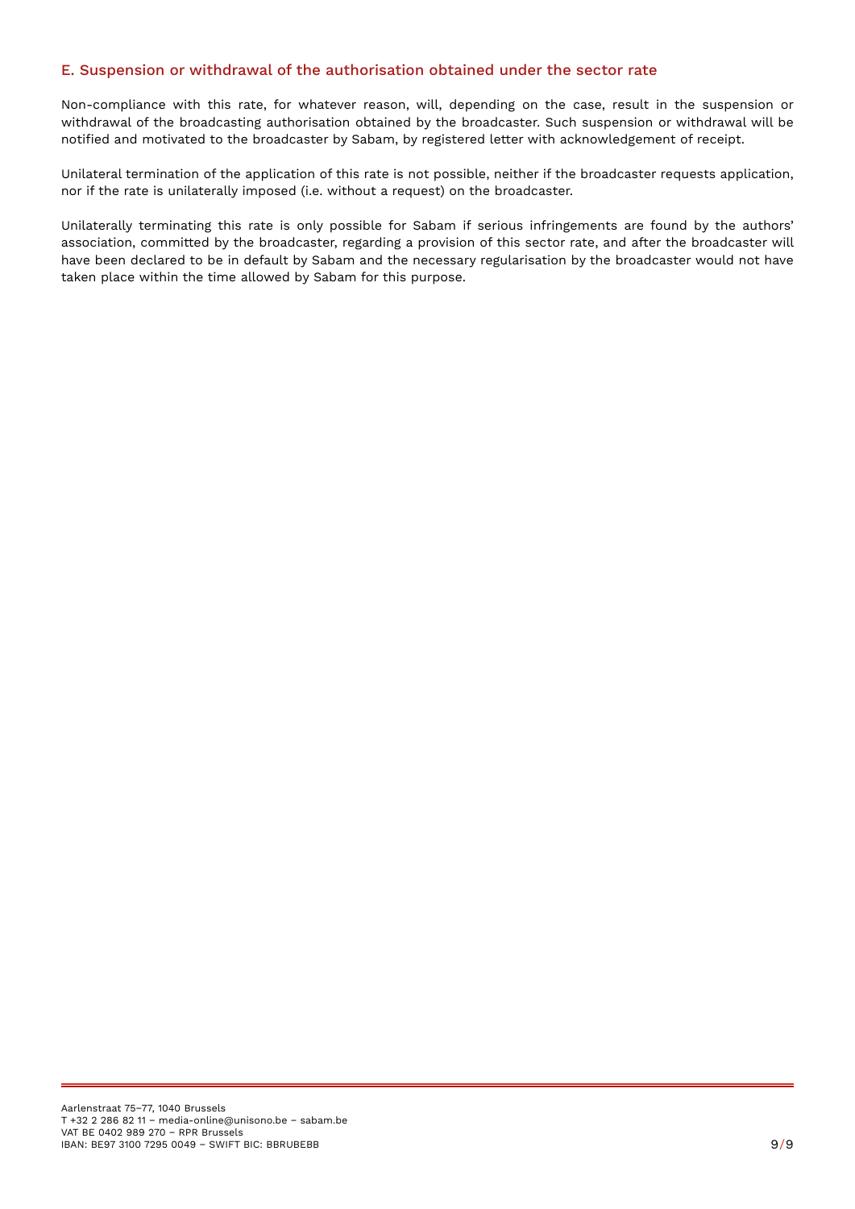## E. Suspension or withdrawal of the authorisation obtained under the sector rate

Non-compliance with this rate, for whatever reason, will, depending on the case, result in the suspension or withdrawal of the broadcasting authorisation obtained by the broadcaster. Such suspension or withdrawal will be notified and motivated to the broadcaster by Sabam, by registered letter with acknowledgement of receipt.

Unilateral termination of the application of this rate is not possible, neither if the broadcaster requests application, nor if the rate is unilaterally imposed (i.e. without a request) on the broadcaster.

Unilaterally terminating this rate is only possible for Sabam if serious infringements are found by the authors' association, committed by the broadcaster, regarding a provision of this sector rate, and after the broadcaster will have been declared to be in default by Sabam and the necessary regularisation by the broadcaster would not have taken place within the time allowed by Sabam for this purpose.